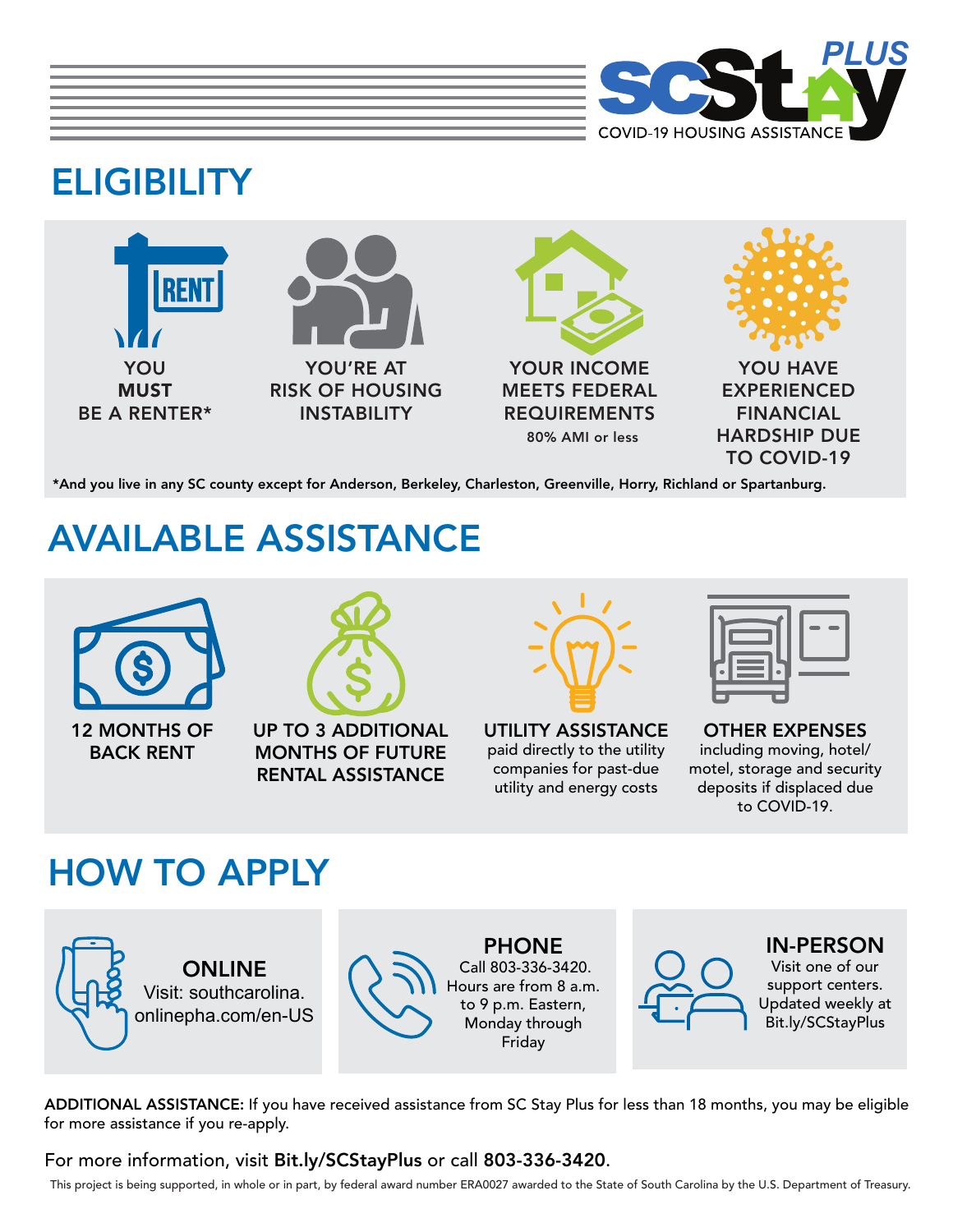SC Stay PLUS
COVID-19 HOUSING ASSISTANCE

# ELIGIBILITY

**YOU MUST BE A RENTER***

**YOU'RE AT RISK OF HOUSING INSTABILITY**

**YOUR INCOME MEETS FEDERAL REQUIREMENTS**
80% AMI or less

**YOU HAVE EXPERIENCED FINANCIAL HARDSHIP DUE TO COVID-19**

***And you live in any SC county except for Anderson, Berkeley, Charleston, Greenville, Horry, Richland or Spartanburg.**

# AVAILABLE ASSISTANCE

**12 MONTHS OF BACK RENT**

**UP TO 3 ADDITIONAL MONTHS OF FUTURE RENTAL ASSISTANCE**

**UTILITY ASSISTANCE** paid directly to the utility companies for past-due utility and energy costs

**OTHER EXPENSES** including moving, hotel/motel, storage and security deposits if displaced due to COVID-19.

# HOW TO APPLY

**ONLINE**
Visit: southcarolina.onlinepha.com/en-US

**PHONE**
Call 803-336-3420. Hours are from 8 a.m. to 9 p.m. Eastern, Monday through Friday

**IN-PERSON**
Visit one of our support centers. Updated weekly at Bit.ly/SCStayPlus

**ADDITIONAL ASSISTANCE:** If you have received assistance from SC Stay Plus for less than 18 months, you may be eligible for more assistance if you re-apply.

For more information, visit **Bit.ly/SCStayPlus** or call **803-336-3420**.

This project is being supported, in whole or in part, by federal award number ERA0027 awarded to the State of South Carolina by the U.S. Department of Treasury.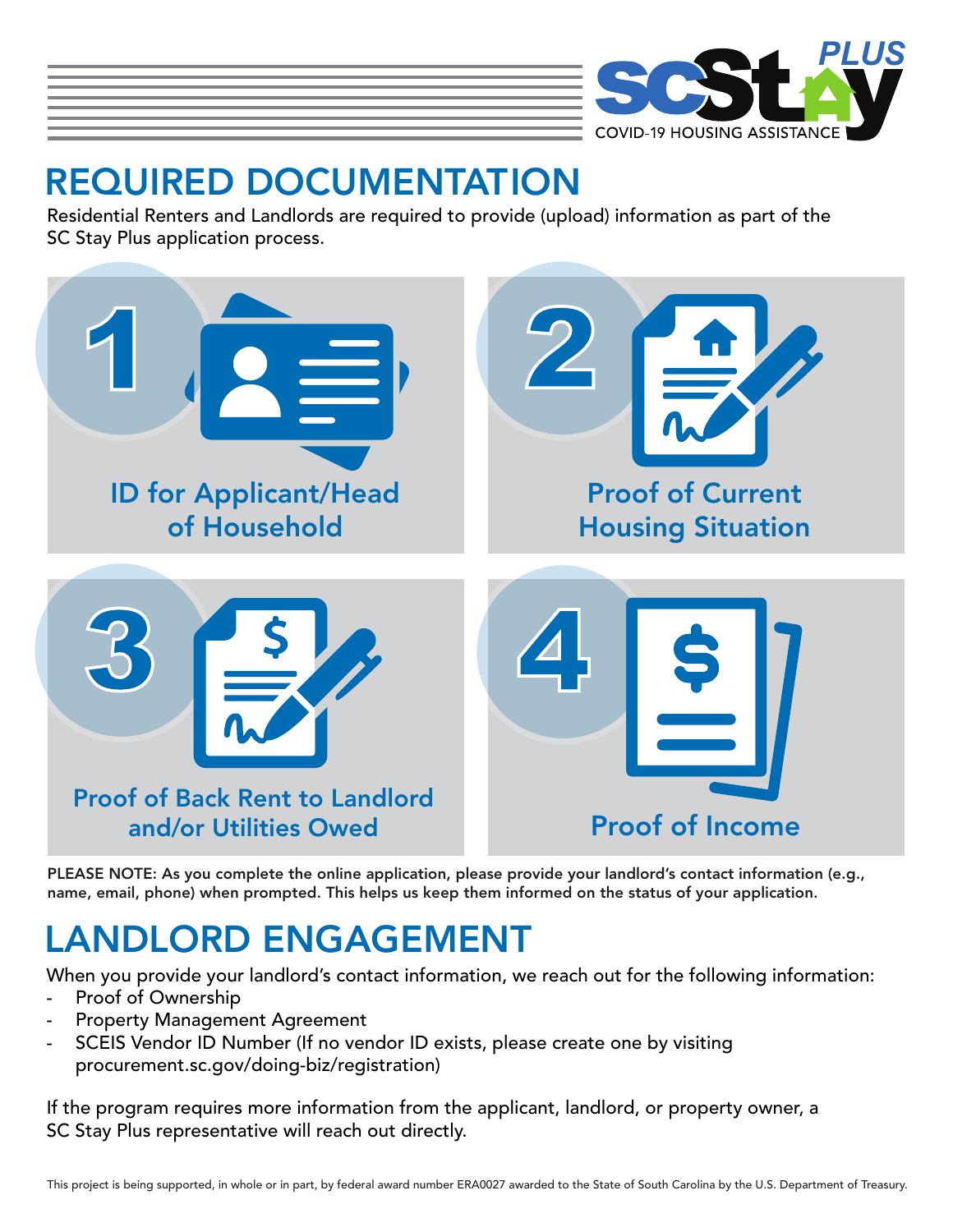SC Stay PLUS
COVID-19 HOUSING ASSISTANCE

# REQUIRED DOCUMENTATION

Residential Renters and Landlords are required to provide (upload) information as part of the SC Stay Plus application process.

1. ID for Applicant/Head of Household
2. Proof of Current Housing Situation
3. Proof of Back Rent to Landlord and/or Utilities Owed
4. Proof of Income

**PLEASE NOTE: As you complete the online application, please provide your landlord's contact information (e.g., name, email, phone) when prompted. This helps us keep them informed on the status of your application.**

# LANDLORD ENGAGEMENT

When you provide your landlord's contact information, we reach out for the following information:

- Proof of Ownership
- Property Management Agreement
- SCEIS Vendor ID Number (If no vendor ID exists, please create one by visiting procurement.sc.gov/doing-biz/registration)

If the program requires more information from the applicant, landlord, or property owner, a SC Stay Plus representative will reach out directly.

This project is being supported, in whole or in part, by federal award number ERA0027 awarded to the State of South Carolina by the U.S. Department of Treasury.